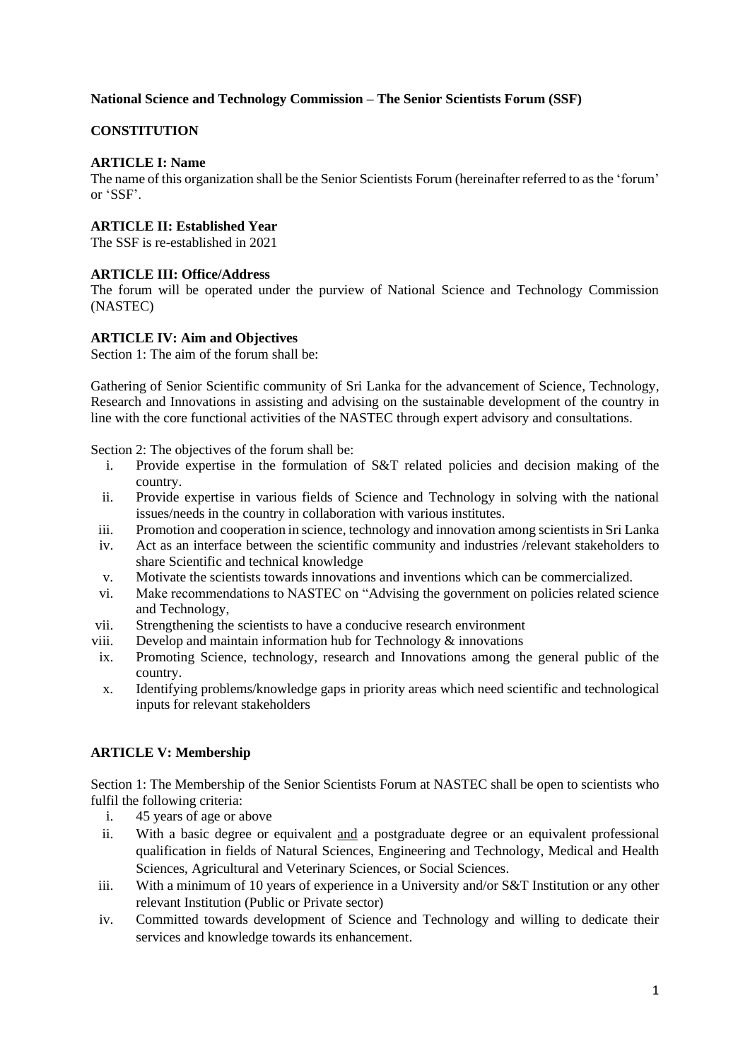**National Science and Technology Commission – The Senior Scientists Forum (SSF)**

**CONSTITUTION**

**ARTICLE I: Name**

The name of this organization shall be the Senior Scientists Forum (hereinafter referred to as the 'forum' or 'SSF'.

**ARTICLE II: Established Year**

The SSF is re-established in 2021

**ARTICLE III: Office/Address**

The forum will be operated under the purview of National Science and Technology Commission (NASTEC)

**ARTICLE IV: Aim and Objectives**

Section 1: The aim of the forum shall be:

Gathering of Senior Scientific community of Sri Lanka for the advancement of Science, Technology, Research and Innovations in assisting and advising on the sustainable development of the country in line with the core functional activities of the NASTEC through expert advisory and consultations.

Section 2: The objectives of the forum shall be:

i. Provide expertise in the formulation of S&T related policies and decision making of the country.
ii. Provide expertise in various fields of Science and Technology in solving with the national issues/needs in the country in collaboration with various institutes.
iii. Promotion and cooperation in science, technology and innovation among scientists in Sri Lanka
iv. Act as an interface between the scientific community and industries /relevant stakeholders to share Scientific and technical knowledge
v. Motivate the scientists towards innovations and inventions which can be commercialized.
vi. Make recommendations to NASTEC on "Advising the government on policies related science and Technology,
vii. Strengthening the scientists to have a conducive research environment
viii. Develop and maintain information hub for Technology & innovations
ix. Promoting Science, technology, research and Innovations among the general public of the country.
x. Identifying problems/knowledge gaps in priority areas which need scientific and technological inputs for relevant stakeholders

**ARTICLE V: Membership**

Section 1: The Membership of the Senior Scientists Forum at NASTEC shall be open to scientists who fulfil the following criteria:

i. 45 years of age or above
ii. With a basic degree or equivalent <u>and</u> a postgraduate degree or an equivalent professional qualification in fields of Natural Sciences, Engineering and Technology, Medical and Health Sciences, Agricultural and Veterinary Sciences, or Social Sciences.
iii. With a minimum of 10 years of experience in a University and/or S&T Institution or any other relevant Institution (Public or Private sector)
iv. Committed towards development of Science and Technology and willing to dedicate their services and knowledge towards its enhancement.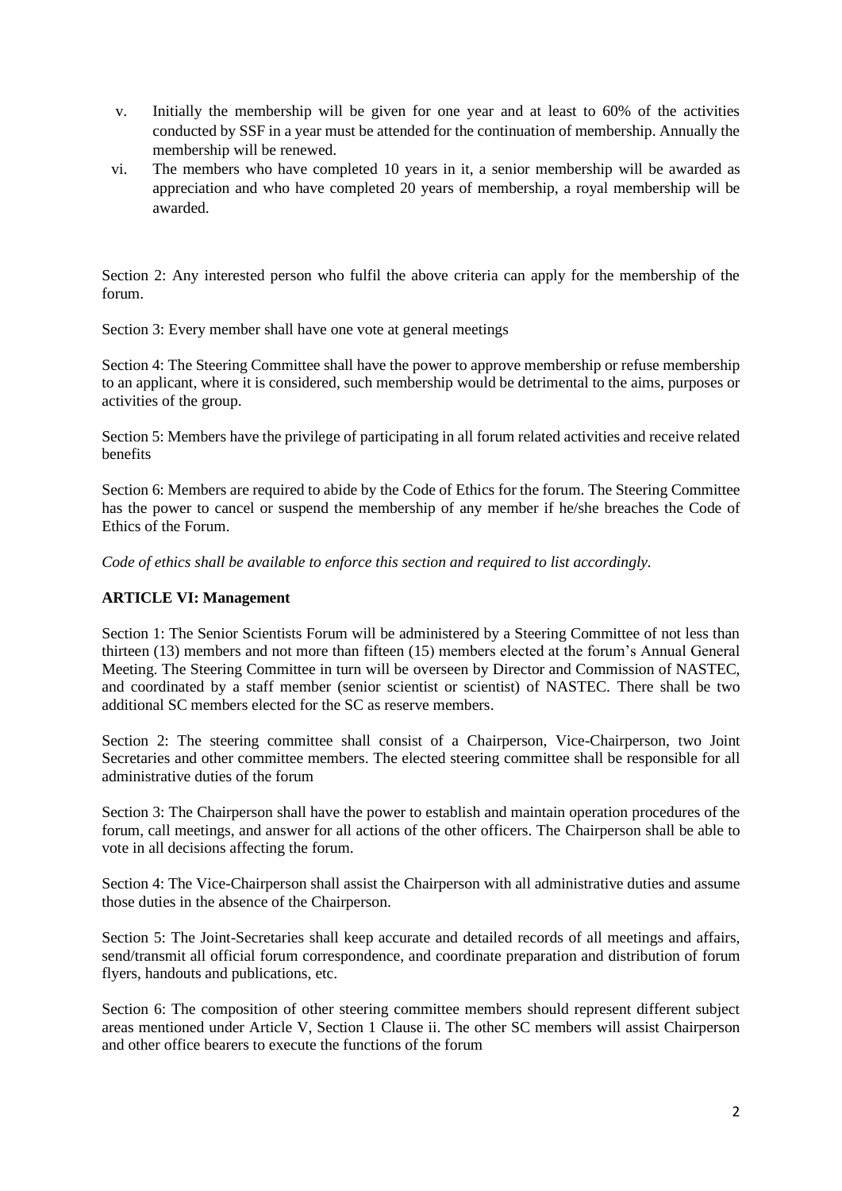v. Initially the membership will be given for one year and at least to 60% of the activities conducted by SSF in a year must be attended for the continuation of membership. Annually the membership will be renewed.
vi. The members who have completed 10 years in it, a senior membership will be awarded as appreciation and who have completed 20 years of membership, a royal membership will be awarded.

Section 2: Any interested person who fulfil the above criteria can apply for the membership of the forum.

Section 3: Every member shall have one vote at general meetings

Section 4: The Steering Committee shall have the power to approve membership or refuse membership to an applicant, where it is considered, such membership would be detrimental to the aims, purposes or activities of the group.

Section 5: Members have the privilege of participating in all forum related activities and receive related benefits

Section 6: Members are required to abide by the Code of Ethics for the forum. The Steering Committee has the power to cancel or suspend the membership of any member if he/she breaches the Code of Ethics of the Forum.

*Code of ethics shall be available to enforce this section and required to list accordingly.*

**ARTICLE VI: Management**

Section 1: The Senior Scientists Forum will be administered by a Steering Committee of not less than thirteen (13) members and not more than fifteen (15) members elected at the forum's Annual General Meeting. The Steering Committee in turn will be overseen by Director and Commission of NASTEC, and coordinated by a staff member (senior scientist or scientist) of NASTEC. There shall be two additional SC members elected for the SC as reserve members.

Section 2: The steering committee shall consist of a Chairperson, Vice-Chairperson, two Joint Secretaries and other committee members. The elected steering committee shall be responsible for all administrative duties of the forum

Section 3: The Chairperson shall have the power to establish and maintain operation procedures of the forum, call meetings, and answer for all actions of the other officers. The Chairperson shall be able to vote in all decisions affecting the forum.

Section 4: The Vice-Chairperson shall assist the Chairperson with all administrative duties and assume those duties in the absence of the Chairperson.

Section 5: The Joint-Secretaries shall keep accurate and detailed records of all meetings and affairs, send/transmit all official forum correspondence, and coordinate preparation and distribution of forum flyers, handouts and publications, etc.

Section 6: The composition of other steering committee members should represent different subject areas mentioned under Article V, Section 1 Clause ii. The other SC members will assist Chairperson and other office bearers to execute the functions of the forum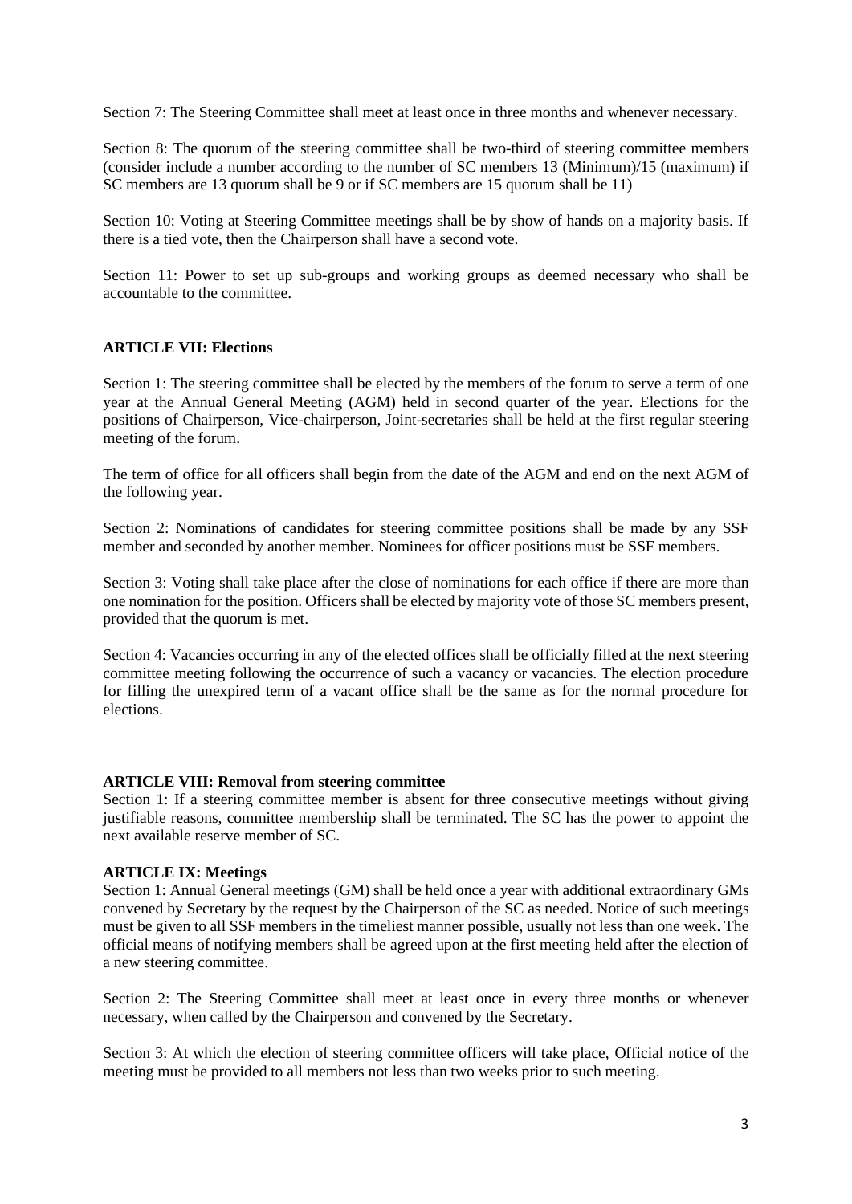Section 7: The Steering Committee shall meet at least once in three months and whenever necessary.

Section 8: The quorum of the steering committee shall be two-third of steering committee members (consider include a number according to the number of SC members 13 (Minimum)/15 (maximum) if SC members are 13 quorum shall be 9 or if SC members are 15 quorum shall be 11)

Section 10: Voting at Steering Committee meetings shall be by show of hands on a majority basis. If there is a tied vote, then the Chairperson shall have a second vote.

Section 11: Power to set up sub-groups and working groups as deemed necessary who shall be accountable to the committee.

**ARTICLE VII: Elections**

Section 1: The steering committee shall be elected by the members of the forum to serve a term of one year at the Annual General Meeting (AGM) held in second quarter of the year. Elections for the positions of Chairperson, Vice-chairperson, Joint-secretaries shall be held at the first regular steering meeting of the forum.

The term of office for all officers shall begin from the date of the AGM and end on the next AGM of the following year.

Section 2: Nominations of candidates for steering committee positions shall be made by any SSF member and seconded by another member. Nominees for officer positions must be SSF members.

Section 3: Voting shall take place after the close of nominations for each office if there are more than one nomination for the position. Officers shall be elected by majority vote of those SC members present, provided that the quorum is met.

Section 4: Vacancies occurring in any of the elected offices shall be officially filled at the next steering committee meeting following the occurrence of such a vacancy or vacancies. The election procedure for filling the unexpired term of a vacant office shall be the same as for the normal procedure for elections.

**ARTICLE VIII: Removal from steering committee**

Section 1: If a steering committee member is absent for three consecutive meetings without giving justifiable reasons, committee membership shall be terminated. The SC has the power to appoint the next available reserve member of SC.

**ARTICLE IX: Meetings**

Section 1: Annual General meetings (GM) shall be held once a year with additional extraordinary GMs convened by Secretary by the request by the Chairperson of the SC as needed. Notice of such meetings must be given to all SSF members in the timeliest manner possible, usually not less than one week. The official means of notifying members shall be agreed upon at the first meeting held after the election of a new steering committee.

Section 2: The Steering Committee shall meet at least once in every three months or whenever necessary, when called by the Chairperson and convened by the Secretary.

Section 3: At which the election of steering committee officers will take place, Official notice of the meeting must be provided to all members not less than two weeks prior to such meeting.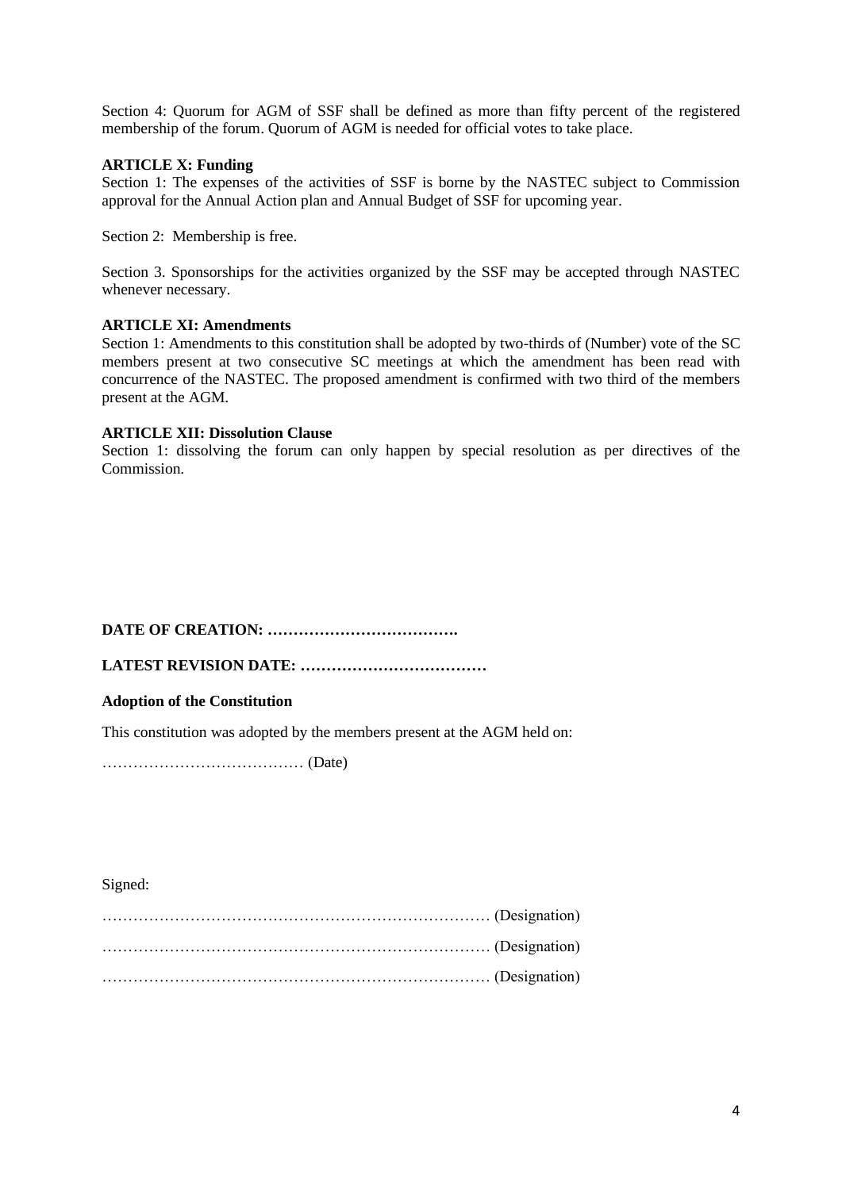Section 4: Quorum for AGM of SSF shall be defined as more than fifty percent of the registered membership of the forum. Quorum of AGM is needed for official votes to take place.

**ARTICLE X: Funding**

Section 1: The expenses of the activities of SSF is borne by the NASTEC subject to Commission approval for the Annual Action plan and Annual Budget of SSF for upcoming year.

Section 2: Membership is free.

Section 3. Sponsorships for the activities organized by the SSF may be accepted through NASTEC whenever necessary.

**ARTICLE XI: Amendments**

Section 1: Amendments to this constitution shall be adopted by two-thirds of (Number) vote of the SC members present at two consecutive SC meetings at which the amendment has been read with concurrence of the NASTEC. The proposed amendment is confirmed with two third of the members present at the AGM.

**ARTICLE XII: Dissolution Clause**

Section 1: dissolving the forum can only happen by special resolution as per directives of the Commission.

**DATE OF CREATION: ……………………………….**

**LATEST REVISION DATE: ………………………………**

**Adoption of the Constitution**

This constitution was adopted by the members present at the AGM held on:

………………………………… (Date)

Signed:

…………………………………………………………………… (Designation)

…………………………………………………………………… (Designation)

…………………………………………………………………… (Designation)